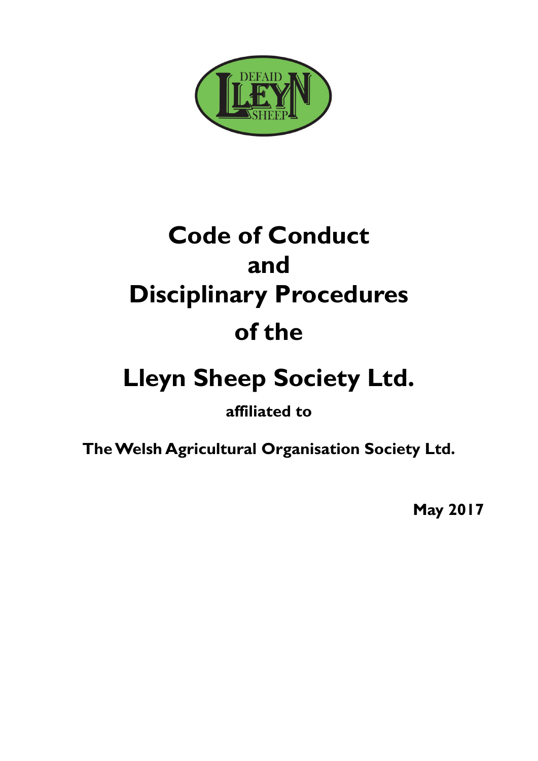# Code of Conduct and Disciplinary Procedures of the

# Lleyn Sheep Society Ltd.

**affiliated to**

**The Welsh Agricultural Organisation Society Ltd.**

**May 2017**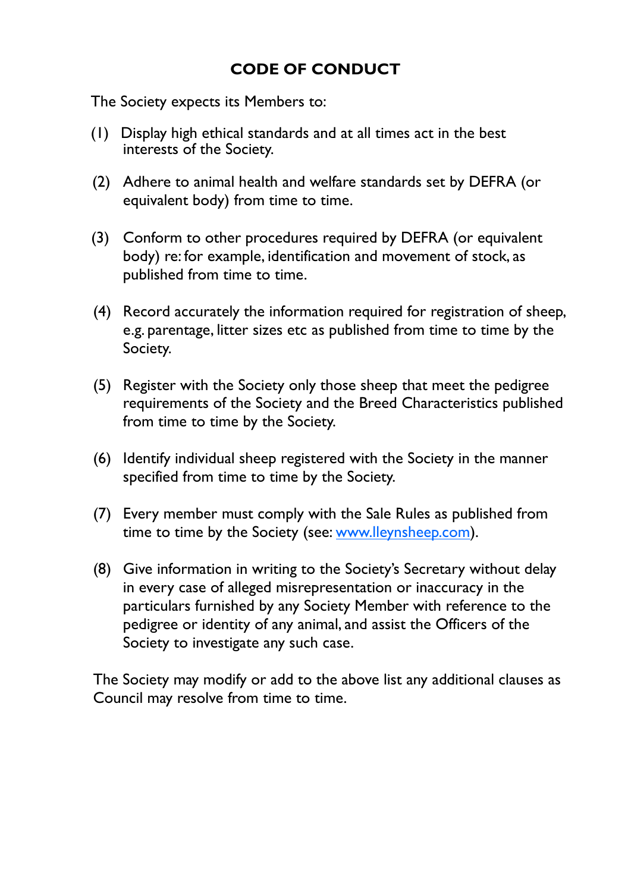# CODE OF CONDUCT

The Society expects its Members to:

(1) Display high ethical standards and at all times act in the best interests of the Society.

(2) Adhere to animal health and welfare standards set by DEFRA (or equivalent body) from time to time.

(3) Conform to other procedures required by DEFRA (or equivalent body) re: for example, identification and movement of stock, as published from time to time.

(4) Record accurately the information required for registration of sheep, e.g. parentage, litter sizes etc as published from time to time by the Society.

(5) Register with the Society only those sheep that meet the pedigree requirements of the Society and the Breed Characteristics published from time to time by the Society.

(6) Identify individual sheep registered with the Society in the manner specified from time to time by the Society.

(7) Every member must comply with the Sale Rules as published from time to time by the Society (see: [www.lleynsheep.com](http://www.lleynsheep.com)).

(8) Give information in writing to the Society's Secretary without delay in every case of alleged misrepresentation or inaccuracy in the particulars furnished by any Society Member with reference to the pedigree or identity of any animal, and assist the Officers of the Society to investigate any such case.

The Society may modify or add to the above list any additional clauses as Council may resolve from time to time.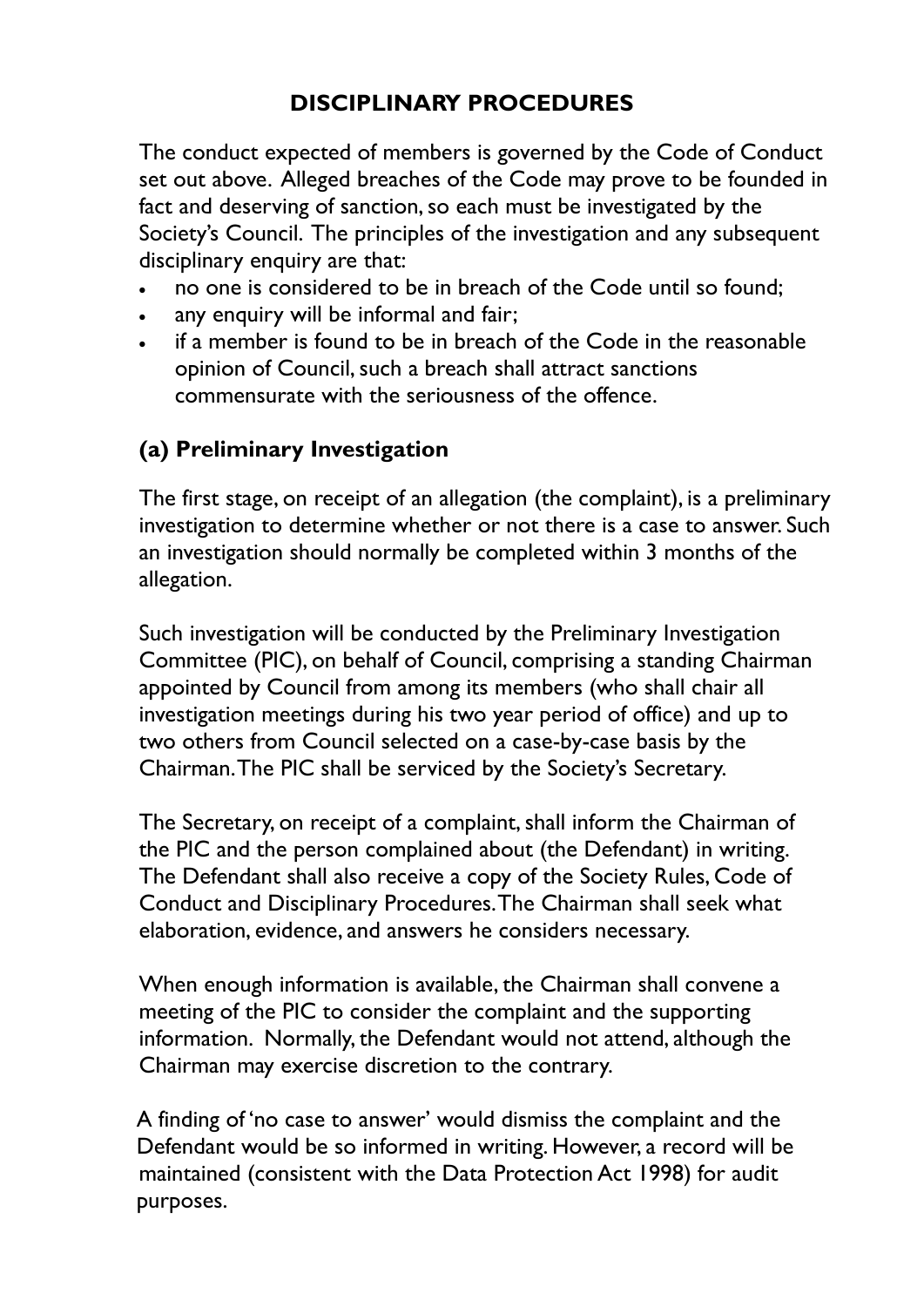## DISCIPLINARY PROCEDURES

The conduct expected of members is governed by the Code of Conduct set out above. Alleged breaches of the Code may prove to be founded in fact and deserving of sanction, so each must be investigated by the Society's Council. The principles of the investigation and any subsequent disciplinary enquiry are that:

- no one is considered to be in breach of the Code until so found;
- any enquiry will be informal and fair;
- if a member is found to be in breach of the Code in the reasonable opinion of Council, such a breach shall attract sanctions commensurate with the seriousness of the offence.

### (a) Preliminary Investigation

The first stage, on receipt of an allegation (the complaint), is a preliminary investigation to determine whether or not there is a case to answer. Such an investigation should normally be completed within 3 months of the allegation.

Such investigation will be conducted by the Preliminary Investigation Committee (PIC), on behalf of Council, comprising a standing Chairman appointed by Council from among its members (who shall chair all investigation meetings during his two year period of office) and up to two others from Council selected on a case-by-case basis by the Chairman. The PIC shall be serviced by the Society's Secretary.

The Secretary, on receipt of a complaint, shall inform the Chairman of the PIC and the person complained about (the Defendant) in writing. The Defendant shall also receive a copy of the Society Rules, Code of Conduct and Disciplinary Procedures. The Chairman shall seek what elaboration, evidence, and answers he considers necessary.

When enough information is available, the Chairman shall convene a meeting of the PIC to consider the complaint and the supporting information. Normally, the Defendant would not attend, although the Chairman may exercise discretion to the contrary.

A finding of 'no case to answer' would dismiss the complaint and the Defendant would be so informed in writing. However, a record will be maintained (consistent with the Data Protection Act 1998) for audit purposes.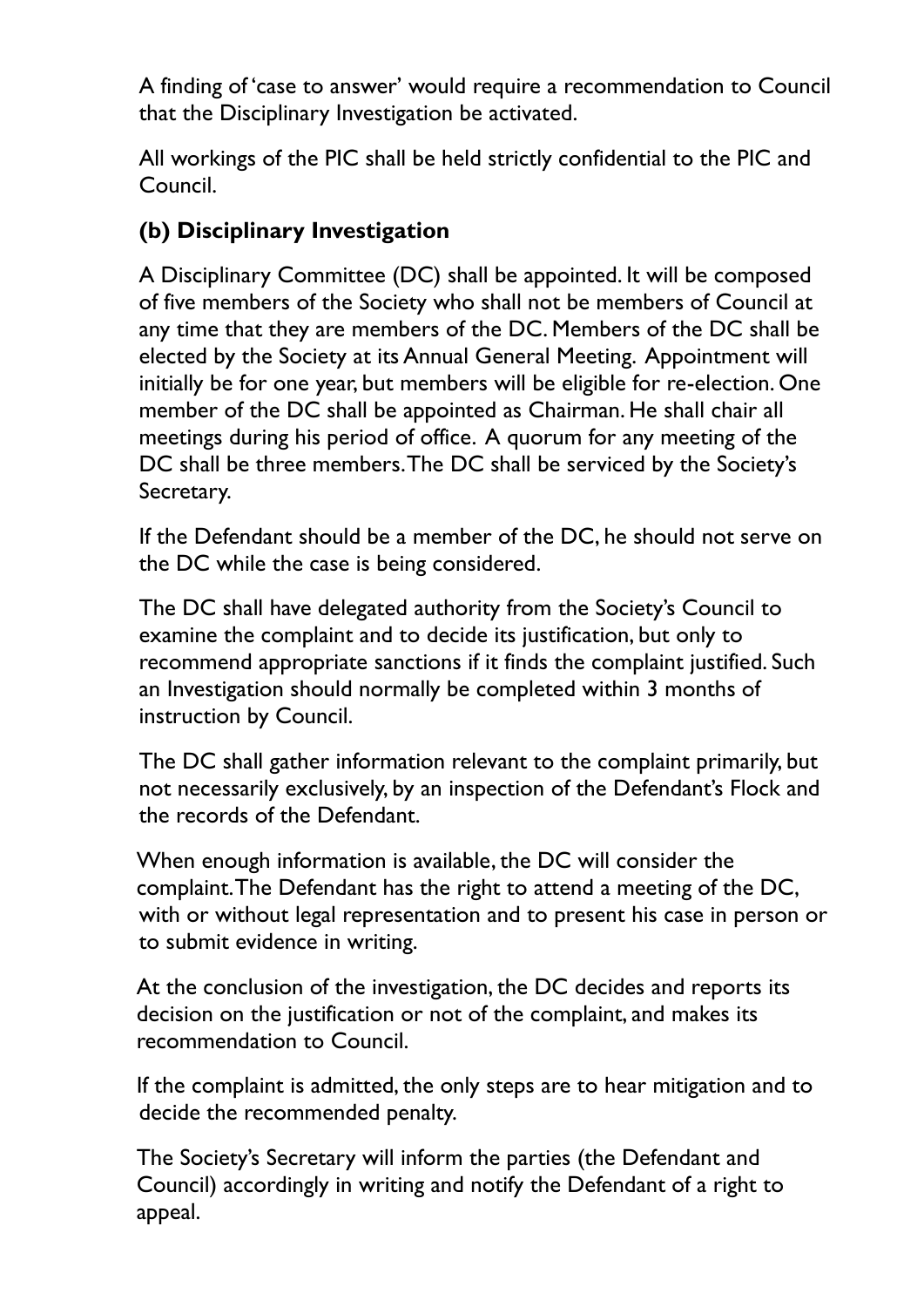A finding of 'case to answer' would require a recommendation to Council that the Disciplinary Investigation be activated.

All workings of the PIC shall be held strictly confidential to the PIC and Council.

**(b) Disciplinary Investigation**

A Disciplinary Committee (DC) shall be appointed. It will be composed of five members of the Society who shall not be members of Council at any time that they are members of the DC. Members of the DC shall be elected by the Society at its Annual General Meeting. Appointment will initially be for one year, but members will be eligible for re-election. One member of the DC shall be appointed as Chairman. He shall chair all meetings during his period of office. A quorum for any meeting of the DC shall be three members. The DC shall be serviced by the Society's Secretary.

If the Defendant should be a member of the DC, he should not serve on the DC while the case is being considered.

The DC shall have delegated authority from the Society's Council to examine the complaint and to decide its justification, but only to recommend appropriate sanctions if it finds the complaint justified. Such an Investigation should normally be completed within 3 months of instruction by Council.

The DC shall gather information relevant to the complaint primarily, but not necessarily exclusively, by an inspection of the Defendant's Flock and the records of the Defendant.

When enough information is available, the DC will consider the complaint. The Defendant has the right to attend a meeting of the DC, with or without legal representation and to present his case in person or to submit evidence in writing.

At the conclusion of the investigation, the DC decides and reports its decision on the justification or not of the complaint, and makes its recommendation to Council.

If the complaint is admitted, the only steps are to hear mitigation and to decide the recommended penalty.

The Society's Secretary will inform the parties (the Defendant and Council) accordingly in writing and notify the Defendant of a right to appeal.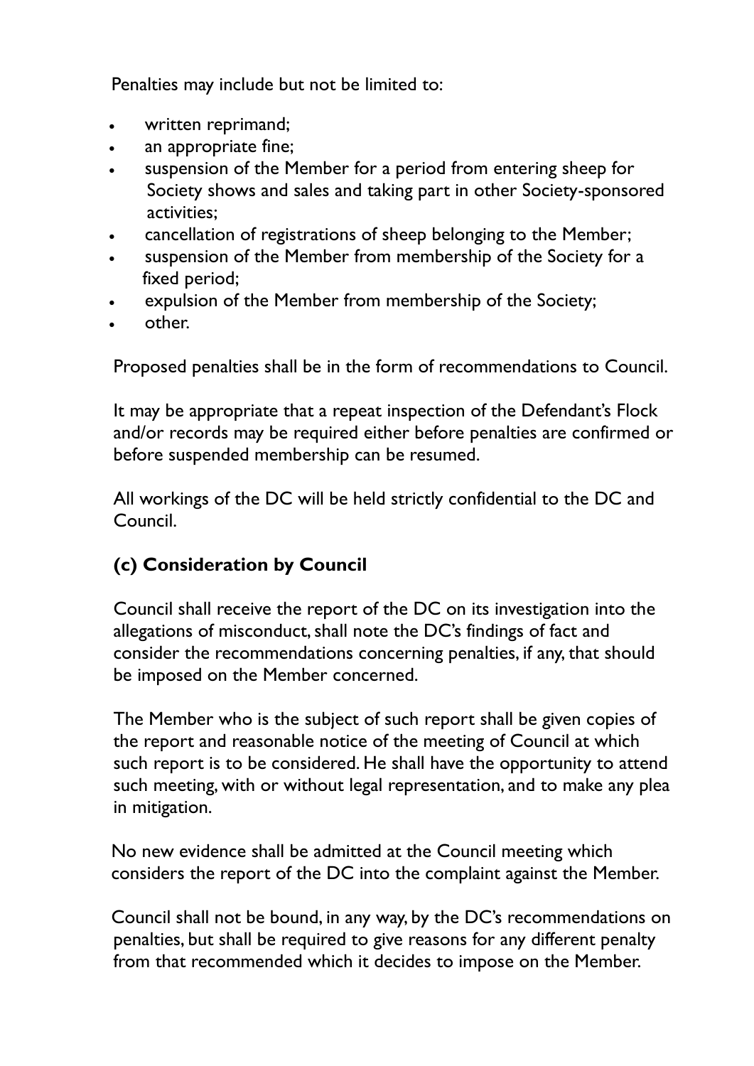Penalties may include but not be limited to:

- written reprimand;
- an appropriate fine;
- suspension of the Member for a period from entering sheep for Society shows and sales and taking part in other Society-sponsored activities;
- cancellation of registrations of sheep belonging to the Member;
- suspension of the Member from membership of the Society for a fixed period;
- expulsion of the Member from membership of the Society;
- other.

Proposed penalties shall be in the form of recommendations to Council.

It may be appropriate that a repeat inspection of the Defendant's Flock and/or records may be required either before penalties are confirmed or before suspended membership can be resumed.

All workings of the DC will be held strictly confidential to the DC and Council.

### (c) Consideration by Council

Council shall receive the report of the DC on its investigation into the allegations of misconduct, shall note the DC's findings of fact and consider the recommendations concerning penalties, if any, that should be imposed on the Member concerned.

The Member who is the subject of such report shall be given copies of the report and reasonable notice of the meeting of Council at which such report is to be considered. He shall have the opportunity to attend such meeting, with or without legal representation, and to make any plea in mitigation.

No new evidence shall be admitted at the Council meeting which considers the report of the DC into the complaint against the Member.

Council shall not be bound, in any way, by the DC's recommendations on penalties, but shall be required to give reasons for any different penalty from that recommended which it decides to impose on the Member.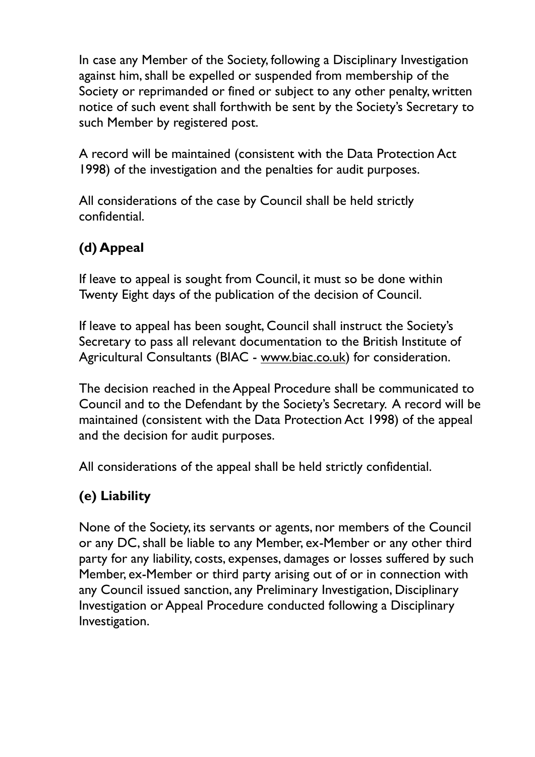In case any Member of the Society, following a Disciplinary Investigation against him, shall be expelled or suspended from membership of the Society or reprimanded or fined or subject to any other penalty, written notice of such event shall forthwith be sent by the Society's Secretary to such Member by registered post.

A record will be maintained (consistent with the Data Protection Act 1998) of the investigation and the penalties for audit purposes.

All considerations of the case by Council shall be held strictly confidential.

### (d) Appeal

If leave to appeal is sought from Council, it must so be done within Twenty Eight days of the publication of the decision of Council.

If leave to appeal has been sought, Council shall instruct the Society's Secretary to pass all relevant documentation to the British Institute of Agricultural Consultants (BIAC - www.biac.co.uk) for consideration.

The decision reached in the Appeal Procedure shall be communicated to Council and to the Defendant by the Society's Secretary. A record will be maintained (consistent with the Data Protection Act 1998) of the appeal and the decision for audit purposes.

All considerations of the appeal shall be held strictly confidential.

### (e) Liability

None of the Society, its servants or agents, nor members of the Council or any DC, shall be liable to any Member, ex-Member or any other third party for any liability, costs, expenses, damages or losses suffered by such Member, ex-Member or third party arising out of or in connection with any Council issued sanction, any Preliminary Investigation, Disciplinary Investigation or Appeal Procedure conducted following a Disciplinary Investigation.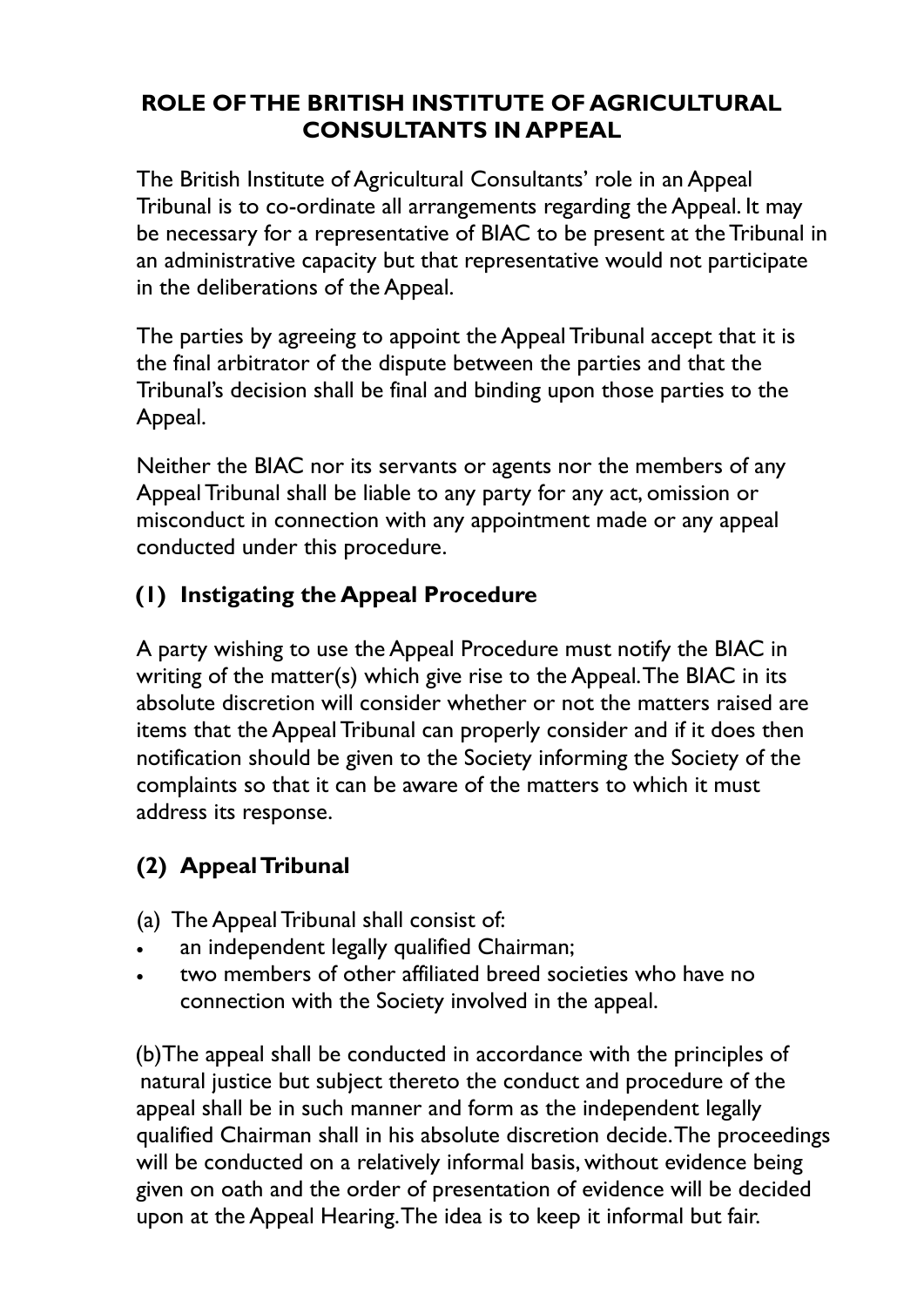## ROLE OF THE BRITISH INSTITUTE OF AGRICULTURAL CONSULTANTS IN APPEAL

The British Institute of Agricultural Consultants' role in an Appeal Tribunal is to co-ordinate all arrangements regarding the Appeal. It may be necessary for a representative of BIAC to be present at the Tribunal in an administrative capacity but that representative would not participate in the deliberations of the Appeal.

The parties by agreeing to appoint the Appeal Tribunal accept that it is the final arbitrator of the dispute between the parties and that the Tribunal's decision shall be final and binding upon those parties to the Appeal.

Neither the BIAC nor its servants or agents nor the members of any Appeal Tribunal shall be liable to any party for any act, omission or misconduct in connection with any appointment made or any appeal conducted under this procedure.

### (1) Instigating the Appeal Procedure

A party wishing to use the Appeal Procedure must notify the BIAC in writing of the matter(s) which give rise to the Appeal. The BIAC in its absolute discretion will consider whether or not the matters raised are items that the Appeal Tribunal can properly consider and if it does then notification should be given to the Society informing the Society of the complaints so that it can be aware of the matters to which it must address its response.

### (2) Appeal Tribunal

(a) The Appeal Tribunal shall consist of:

- an independent legally qualified Chairman;
- two members of other affiliated breed societies who have no connection with the Society involved in the appeal.

(b) The appeal shall be conducted in accordance with the principles of natural justice but subject thereto the conduct and procedure of the appeal shall be in such manner and form as the independent legally qualified Chairman shall in his absolute discretion decide. The proceedings will be conducted on a relatively informal basis, without evidence being given on oath and the order of presentation of evidence will be decided upon at the Appeal Hearing. The idea is to keep it informal but fair.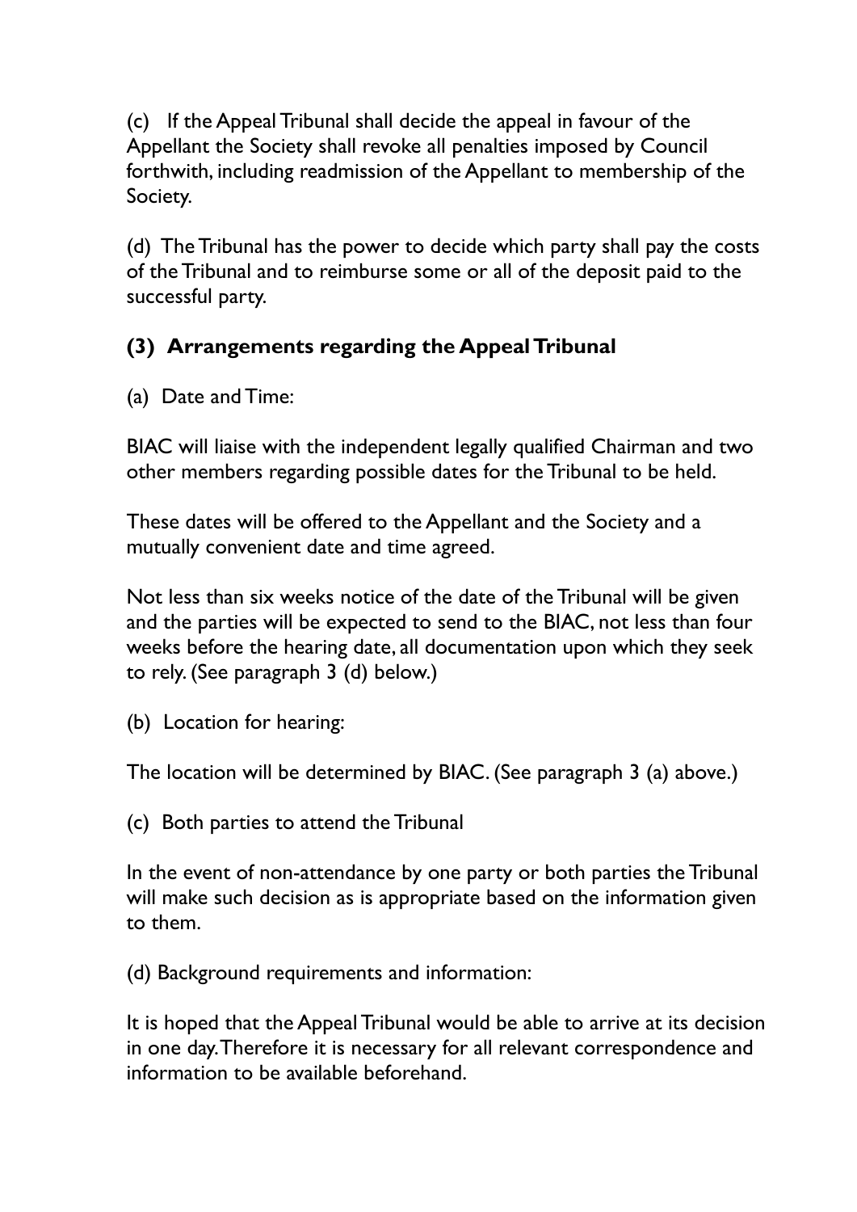(c) If the Appeal Tribunal shall decide the appeal in favour of the Appellant the Society shall revoke all penalties imposed by Council forthwith, including readmission of the Appellant to membership of the Society.

(d) The Tribunal has the power to decide which party shall pay the costs of the Tribunal and to reimburse some or all of the deposit paid to the successful party.

### (3) Arrangements regarding the Appeal Tribunal

(a) Date and Time:

BIAC will liaise with the independent legally qualified Chairman and two other members regarding possible dates for the Tribunal to be held.

These dates will be offered to the Appellant and the Society and a mutually convenient date and time agreed.

Not less than six weeks notice of the date of the Tribunal will be given and the parties will be expected to send to the BIAC, not less than four weeks before the hearing date, all documentation upon which they seek to rely. (See paragraph 3 (d) below.)

(b) Location for hearing:

The location will be determined by BIAC. (See paragraph 3 (a) above.)

(c) Both parties to attend the Tribunal

In the event of non-attendance by one party or both parties the Tribunal will make such decision as is appropriate based on the information given to them.

(d) Background requirements and information:

It is hoped that the Appeal Tribunal would be able to arrive at its decision in one day. Therefore it is necessary for all relevant correspondence and information to be available beforehand.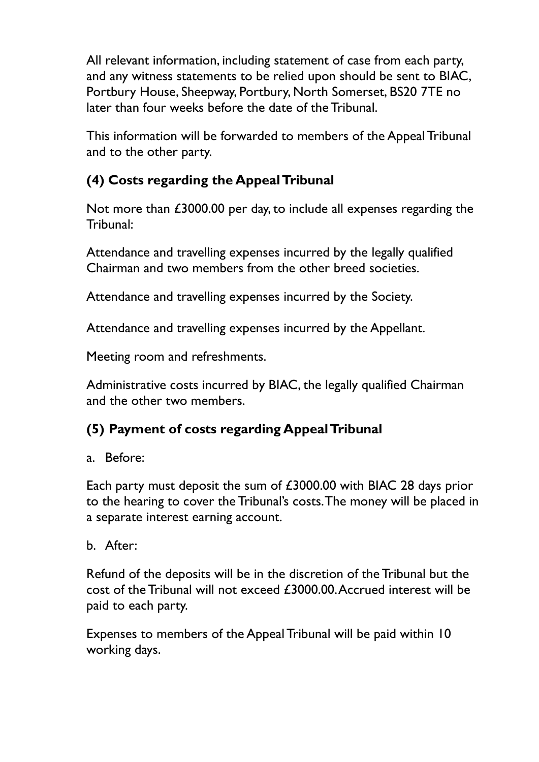All relevant information, including statement of case from each party, and any witness statements to be relied upon should be sent to BIAC, Portbury House, Sheepway, Portbury, North Somerset, BS20 7TE no later than four weeks before the date of the Tribunal.

This information will be forwarded to members of the Appeal Tribunal and to the other party.

### (4) Costs regarding the Appeal Tribunal

Not more than £3000.00 per day, to include all expenses regarding the Tribunal:

Attendance and travelling expenses incurred by the legally qualified Chairman and two members from the other breed societies.

Attendance and travelling expenses incurred by the Society.

Attendance and travelling expenses incurred by the Appellant.

Meeting room and refreshments.

Administrative costs incurred by BIAC, the legally qualified Chairman and the other two members.

### (5) Payment of costs regarding Appeal Tribunal

a. Before:

Each party must deposit the sum of £3000.00 with BIAC 28 days prior to the hearing to cover the Tribunal's costs. The money will be placed in a separate interest earning account.

b. After:

Refund of the deposits will be in the discretion of the Tribunal but the cost of the Tribunal will not exceed £3000.00. Accrued interest will be paid to each party.

Expenses to members of the Appeal Tribunal will be paid within 10 working days.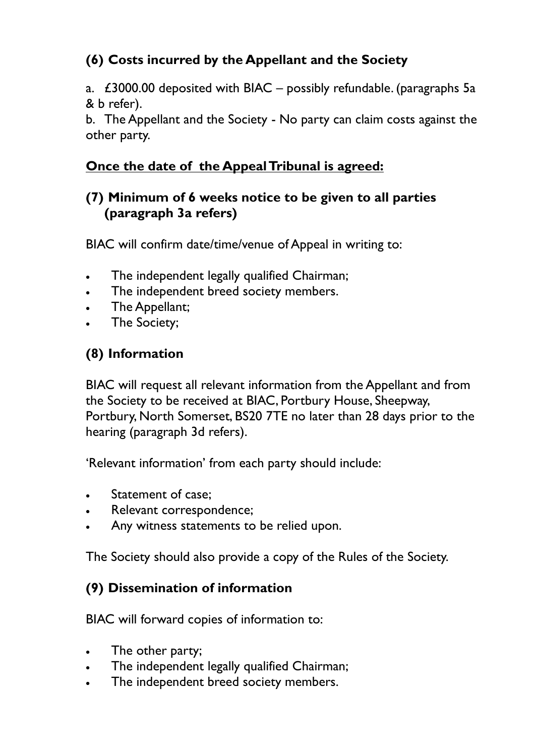## (6) Costs incurred by the Appellant and the Society

a. £3000.00 deposited with BIAC – possibly refundable. (paragraphs 5a & b refer).

b. The Appellant and the Society - No party can claim costs against the other party.

**<u>Once the date of the Appeal Tribunal is agreed:</u>**

## (7) Minimum of 6 weeks notice to be given to all parties (paragraph 3a refers)

BIAC will confirm date/time/venue of Appeal in writing to:

- The independent legally qualified Chairman;
- The independent breed society members.
- The Appellant;
- The Society;

## (8) Information

BIAC will request all relevant information from the Appellant and from the Society to be received at BIAC, Portbury House, Sheepway, Portbury, North Somerset, BS20 7TE no later than 28 days prior to the hearing (paragraph 3d refers).

'Relevant information' from each party should include:

- Statement of case;
- Relevant correspondence;
- Any witness statements to be relied upon.

The Society should also provide a copy of the Rules of the Society.

## (9) Dissemination of information

BIAC will forward copies of information to:

- The other party;
- The independent legally qualified Chairman;
- The independent breed society members.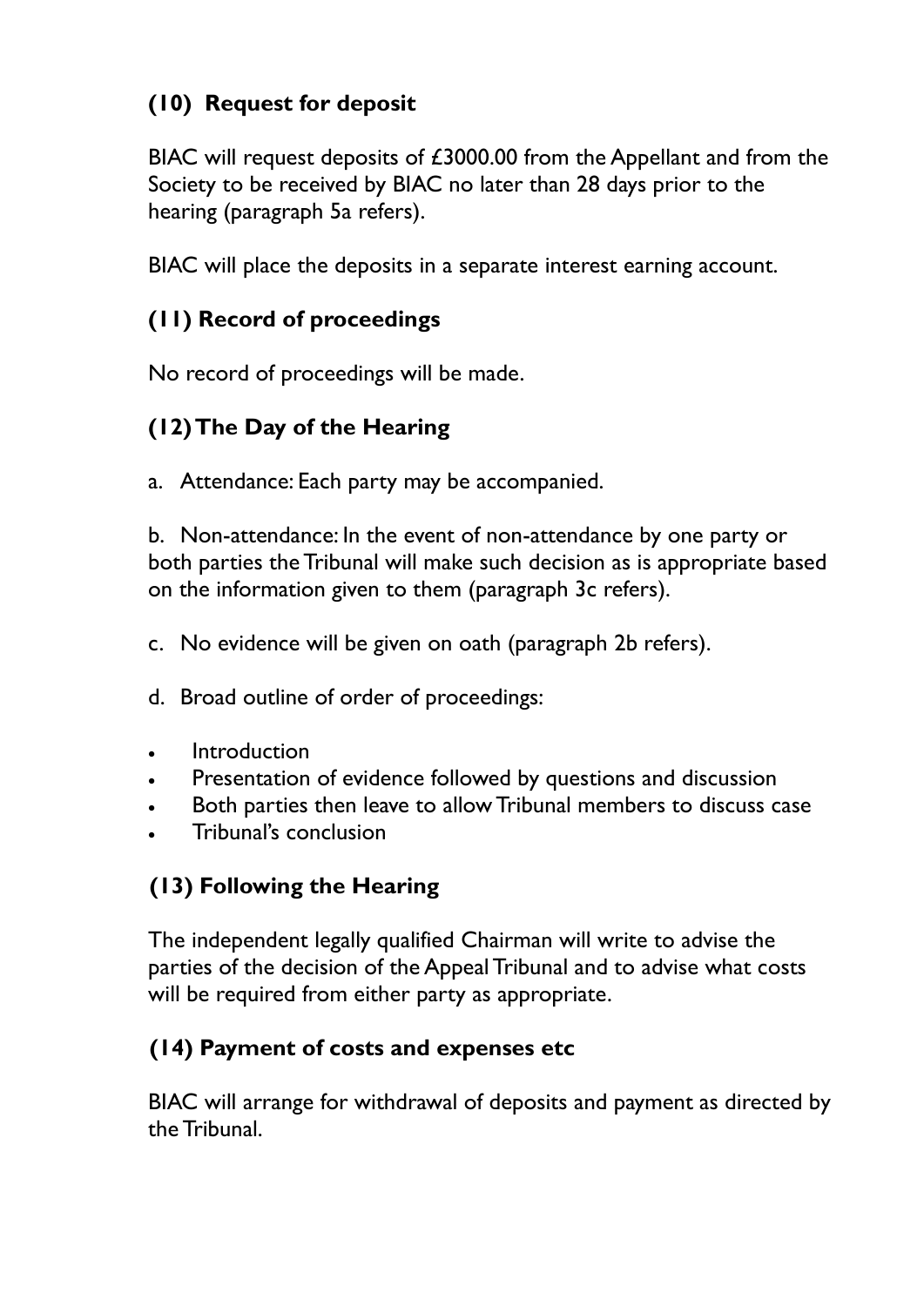### (10) Request for deposit

BIAC will request deposits of £3000.00 from the Appellant and from the Society to be received by BIAC no later than 28 days prior to the hearing (paragraph 5a refers).

BIAC will place the deposits in a separate interest earning account.

### (11) Record of proceedings

No record of proceedings will be made.

### (12) The Day of the Hearing

a. Attendance: Each party may be accompanied.

b. Non-attendance: In the event of non-attendance by one party or both parties the Tribunal will make such decision as is appropriate based on the information given to them (paragraph 3c refers).

c. No evidence will be given on oath (paragraph 2b refers).

d. Broad outline of order of proceedings:

- Introduction
- Presentation of evidence followed by questions and discussion
- Both parties then leave to allow Tribunal members to discuss case
- Tribunal's conclusion

### (13) Following the Hearing

The independent legally qualified Chairman will write to advise the parties of the decision of the Appeal Tribunal and to advise what costs will be required from either party as appropriate.

### (14) Payment of costs and expenses etc

BIAC will arrange for withdrawal of deposits and payment as directed by the Tribunal.